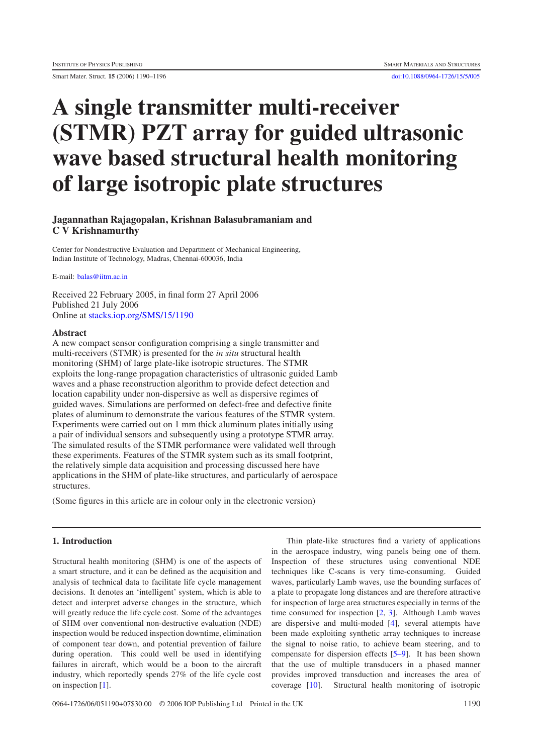# A single transmitter multi-receiver (STMR) PZT array for guided ultrasonic wave based structural health monitoring of large isotropic plate structures

**Jagannathan Rajagopalan, Krishnan Balasubramaniam and C V Krishnamurthy**

Center for Nondestructive Evaluation and Department of Mechanical Engineering, Indian Institute of Technology, Madras, Chennai-600036, India

E-mail: balas@iitm.ac.in

Received 22 February 2005, in final form 27 April 2006
Published 21 July 2006
Online at stacks.iop.org/SMS/15/1190

## Abstract

A new compact sensor configuration comprising a single transmitter and multi-receivers (STMR) is presented for the *in situ* structural health monitoring (SHM) of large plate-like isotropic structures. The STMR exploits the long-range propagation characteristics of ultrasonic guided Lamb waves and a phase reconstruction algorithm to provide defect detection and location capability under non-dispersive as well as dispersive regimes of guided waves. Simulations are performed on defect-free and defective finite plates of aluminum to demonstrate the various features of the STMR system. Experiments were carried out on 1 mm thick aluminum plates initially using a pair of individual sensors and subsequently using a prototype STMR array. The simulated results of the STMR performance were validated well through these experiments. Features of the STMR system such as its small footprint, the relatively simple data acquisition and processing discussed here have applications in the SHM of plate-like structures, and particularly of aerospace structures.

(Some figures in this article are in colour only in the electronic version)

## 1. Introduction

Structural health monitoring (SHM) is one of the aspects of a smart structure, and it can be defined as the acquisition and analysis of technical data to facilitate life cycle management decisions. It denotes an 'intelligent' system, which is able to detect and interpret adverse changes in the structure, which will greatly reduce the life cycle cost. Some of the advantages of SHM over conventional non-destructive evaluation (NDE) inspection would be reduced inspection downtime, elimination of component tear down, and potential prevention of failure during operation. This could well be used in identifying failures in aircraft, which would be a boon to the aircraft industry, which reportedly spends 27% of the life cycle cost on inspection [1].

Thin plate-like structures find a variety of applications in the aerospace industry, wing panels being one of them. Inspection of these structures using conventional NDE techniques like C-scans is very time-consuming. Guided waves, particularly Lamb waves, use the bounding surfaces of a plate to propagate long distances and are therefore attractive for inspection of large area structures especially in terms of the time consumed for inspection [2, 3]. Although Lamb waves are dispersive and multi-moded [4], several attempts have been made exploiting synthetic array techniques to increase the signal to noise ratio, to achieve beam steering, and to compensate for dispersion effects [5–9]. It has been shown that the use of multiple transducers in a phased manner provides improved transduction and increases the area of coverage [10]. Structural health monitoring of isotropic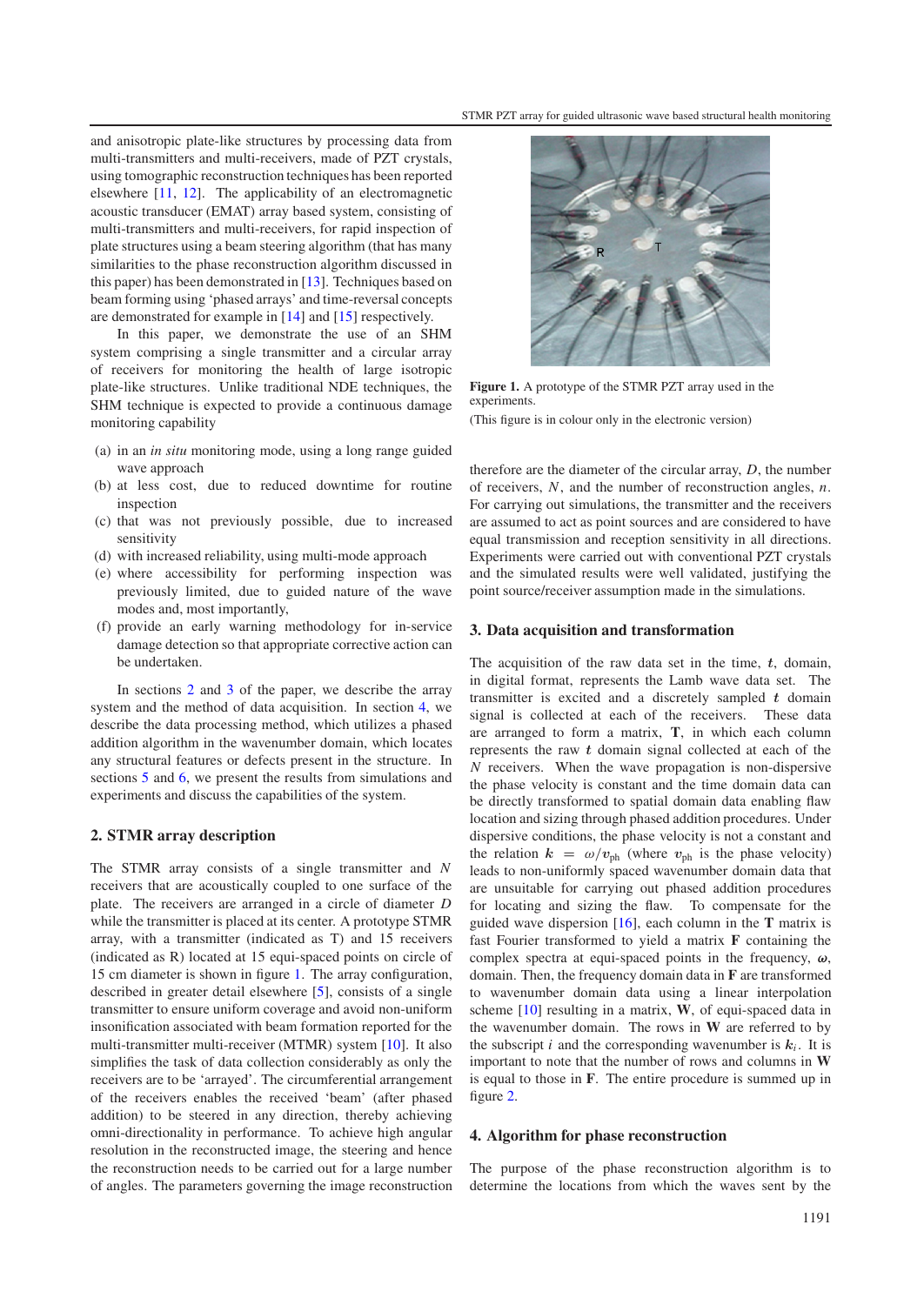and anisotropic plate-like structures by processing data from multi-transmitters and multi-receivers, made of PZT crystals, using tomographic reconstruction techniques has been reported elsewhere [11, 12]. The applicability of an electromagnetic acoustic transducer (EMAT) array based system, consisting of multi-transmitters and multi-receivers, for rapid inspection of plate structures using a beam steering algorithm (that has many similarities to the phase reconstruction algorithm discussed in this paper) has been demonstrated in [13]. Techniques based on beam forming using 'phased arrays' and time-reversal concepts are demonstrated for example in [14] and [15] respectively.

In this paper, we demonstrate the use of an SHM system comprising a single transmitter and a circular array of receivers for monitoring the health of isotropic plate-like structures. Unlike traditional NDE techniques, the SHM technique is expected to provide a continuous damage monitoring capability

(a) in an *in situ* monitoring mode, using a long range guided wave approach
(b) at less cost, due to reduced downtime for routine inspection
(c) that was not previously possible, due to increased sensitivity
(d) with increased reliability, using multi-mode approach
(e) where accessibility for performing inspection was previously limited, due to guided nature of the wave modes and, most importantly,
(f) provide an early warning methodology for in-service damage detection so that appropriate corrective action can be undertaken.

In sections 2 and 3 of the paper, we describe the array system and the method of data acquisition. In section 4, we describe the data processing method, which utilizes a phased addition algorithm in the wavenumber domain, which locates any structural features or defects present in the structure. In sections 5 and 6, we present the results from simulations and experiments and discuss the capabilities of the system.

## 2. STMR array description

The STMR array consists of a single transmitter and $N$ receivers that are acoustically coupled to one surface of the plate. The receivers are arranged in a circle of diameter $D$ while the transmitter is placed at its center. A prototype STMR array, with a transmitter (indicated as T) and 15 receivers (indicated as R) located at 15 equi-spaced points on circle of 15 cm diameter is shown in figure 1. The array configuration, described in greater detail elsewhere [5], consists of a single transmitter to ensure uniform coverage and avoid non-uniform insonification associated with beam formation reported for the multi-transmitter multi-receiver (MTMR) system [10]. It also simplifies the task of data collection considerably as only the receivers are to be 'arrayed'. The circumferential arrangement of the receivers enables the received 'beam' (after phased addition) to be steered in any direction, thereby achieving omni-directionality in performance. To achieve high angular resolution in the reconstructed image, the steering and hence the reconstruction needs to be carried out for a large number of angles. The parameters governing the image reconstruction

**Figure 1.** A prototype of the STMR PZT array used in the experiments.

(This figure is in colour only in the electronic version)

therefore are the diameter of the circular array, $D$, the number of receivers, $N$, and the number of reconstruction angles, $n$. For carrying out simulations, the transmitter and the receivers are assumed to act as point sources and are considered to have equal transmission and reception sensitivity in all directions. Experiments were carried out with conventional PZT crystals and the simulated results were well validated, justifying the point source/receiver assumption made in the simulations.

## 3. Data acquisition and transformation

The acquisition of the raw data set in the time, $t$, domain, in digital format, represents the Lamb wave data set. The transmitter is excited and a discretely sampled $t$ domain signal is collected at each of the receivers. These data are arranged to form a matrix, $\mathbf{T}$, in which each column represents the raw $t$ domain signal collected at each of the $N$ receivers. When the wave propagation is non-dispersive the phase velocity is constant and the time domain data can be directly transformed to spatial domain data enabling flaw location and sizing through phased addition procedures. Under dispersive conditions, the phase velocity is not a constant and the relation $\boldsymbol{k} = \omega/\boldsymbol{v}_{\text{ph}}$ (where $\boldsymbol{v}_{\text{ph}}$ is the phase velocity) leads to non-uniformly spaced wavenumber domain data that are unsuitable for carrying out phased addition procedures for locating and sizing the flaw. To compensate for the guided wave dispersion [16], each column in the $\mathbf{T}$ matrix is fast Fourier transformed to yield a matrix $\mathbf{F}$ containing the complex spectra at equi-spaced points in the frequency, $\boldsymbol{\omega}$, domain. Then, the frequency domain data in $\mathbf{F}$ are transformed to wavenumber domain data using a linear interpolation scheme [10] resulting in a matrix, $\mathbf{W}$, of equi-spaced data in the wavenumber domain. The rows in $\mathbf{W}$ are referred to by the subscript $i$ and the corresponding wavenumber is $\boldsymbol{k}_i$. It is important to note that the number of rows and columns in $\mathbf{W}$ is equal to those in $\mathbf{F}$. The entire procedure is summed up in figure 2.

## 4. Algorithm for phase reconstruction

The purpose of the phase reconstruction algorithm is to determine the locations from which the waves sent by the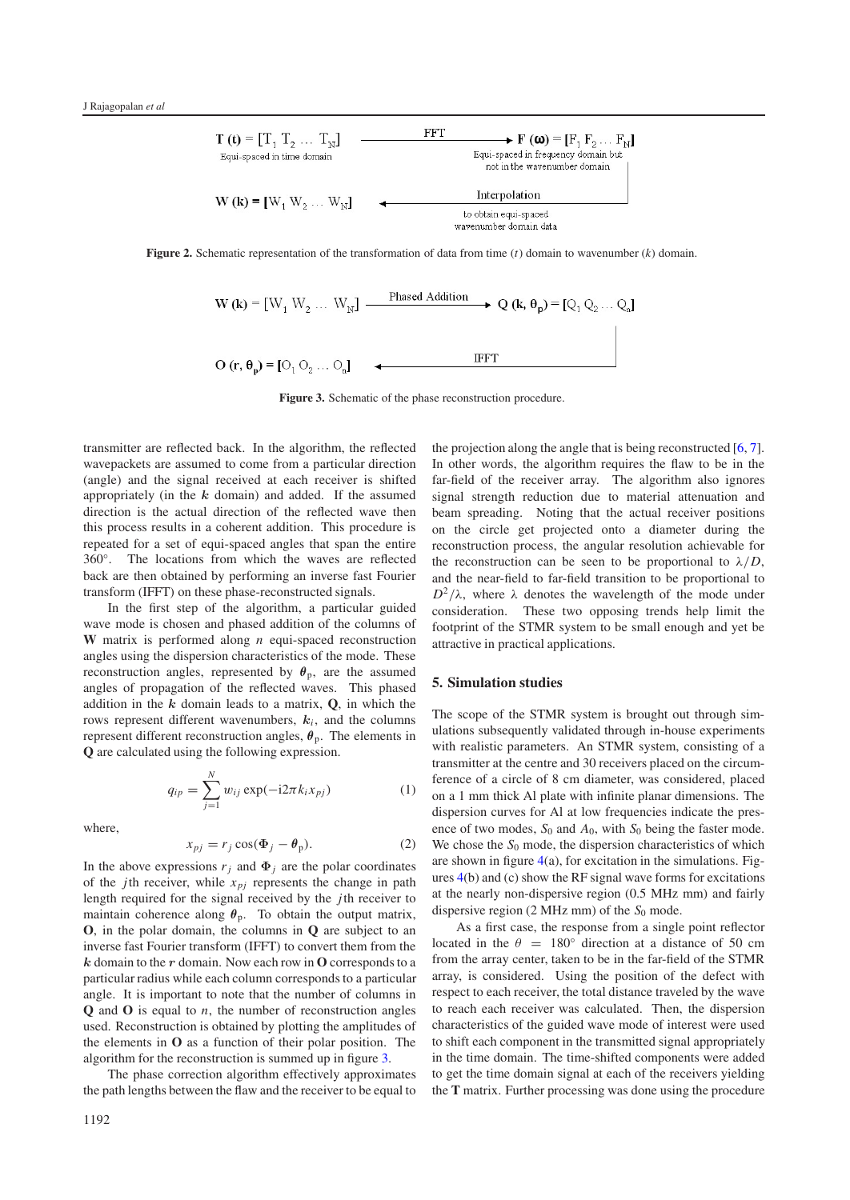$\mathbf{T}$ (t) = [$T_1$ $T_2$ … $T_N$] —FFT→ $\mathbf{F}$ ($\boldsymbol{\omega}$) = [$F_1$ $F_2$ … $F_N$]

Equi-spaced in time domain

Equi-spaced in frequency domain but not in the wavenumber domain

Interpolation to obtain equi-spaced wavenumber domain data

$\mathbf{W}$ (k) = [$W_1$ $W_2$ … $W_N$]

**Figure 2.** Schematic representation of the transformation of data from time ($t$) domain to wavenumber ($k$) domain.

$\mathbf{W}$ (k) = [$W_1$ $W_2$ … $W_N$] —Phased Addition→ $\mathbf{Q}$ (k, $\boldsymbol{\theta}_\mathbf{p}$) = [$Q_1$ $Q_2$ … $Q_n$]

IFFT

$\mathbf{O}$ (r, $\boldsymbol{\theta}_\mathbf{p}$) = [$O_1$ $O_2$ … $O_n$]

**Figure 3.** Schematic of the phase reconstruction procedure.

transmitter are reflected back. In the algorithm, the reflected wavepackets are assumed to come from a particular direction (angle) and the signal received at each receiver is shifted appropriately (in the $\boldsymbol{k}$ domain) and added. If the assumed direction is the actual direction of the reflected wave then this process results in a coherent addition. This procedure is repeated for a set of equi-spaced angles that span the entire 360°. The locations from which the waves are reflected back are then obtained by performing an inverse fast Fourier transform (IFFT) on these phase-reconstructed signals.

In the first step of the algorithm, a particular guided wave mode is chosen and phased addition of the columns of $\mathbf{W}$ matrix is performed along $n$ equi-spaced reconstruction angles using the dispersion characteristics of the mode. These reconstruction angles, represented by $\boldsymbol{\theta}_\text{p}$, are the assumed angles of propagation of the reflected waves. This phased addition in the $\boldsymbol{k}$ domain leads to a matrix, $\mathbf{Q}$, in which the rows represent different wavenumbers, $\boldsymbol{k}_i$, and the columns represent different reconstruction angles, $\boldsymbol{\theta}_\text{p}$. The elements in $\mathbf{Q}$ are calculated using the following expression.

$$q_{ip} = \sum_{j=1}^{N} w_{ij} \exp(-\mathrm{i}2\pi k_i x_{pj}) \tag{1}$$

where,

$$x_{pj} = r_j \cos(\Phi_j - \theta_\text{p}). \tag{2}$$

In the above expressions $r_j$ and $\Phi_j$ are the polar coordinates of the $j$th receiver, while $x_{pj}$ represents the change in path length required for the signal received by the $j$th receiver to maintain coherence along $\boldsymbol{\theta}_\text{p}$. To obtain the output matrix, $\mathbf{O}$, in the polar domain, the columns in $\mathbf{Q}$ are subject to an inverse fast Fourier transform (IFFT) to convert them from the $\boldsymbol{k}$ domain to the $\boldsymbol{r}$ domain. Now each row in $\mathbf{O}$ corresponds to a particular radius while each column corresponds to a particular angle. It is important to note that the number of columns in $\mathbf{Q}$ and $\mathbf{O}$ is equal to $n$, the number of reconstruction angles used. Reconstruction is obtained by plotting the amplitudes of the elements in $\mathbf{O}$ as a function of their polar position. The algorithm for the reconstruction is summed up in figure 3.

The phase correction algorithm effectively approximates the path lengths between the flaw and the receiver to be equal to the projection along the angle that is being reconstructed [6, 7]. In other words, the algorithm requires the flaw to be in the far-field of the receiver array. The algorithm also ignores signal strength reduction due to material attenuation and beam spreading. Noting that the actual receiver positions on the circle get projected onto a diameter during the reconstruction process, the angular resolution achievable for the reconstruction can be seen to be proportional to $\lambda/D$, and the near-field to far-field transition to be proportional to $D^2/\lambda$, where $\lambda$ denotes the wavelength of the mode under consideration. These two opposing trends help limit the footprint of the STMR system to be small enough and yet be attractive in practical applications.

## 5. Simulation studies

The scope of the STMR system is brought out through simulations subsequently validated through in-house experiments with realistic parameters. An STMR system, consisting of a transmitter at the centre and 30 receivers placed on the circumference of a circle of 8 cm diameter, was considered, placed on a 1 mm thick Al plate with infinite planar dimensions. The dispersion curves for Al at low frequencies indicate the presence of two modes, $S_0$ and $A_0$, with $S_0$ being the faster mode. We chose the $S_0$ mode, the dispersion characteristics of which are shown in figure 4(a), for excitation in the simulations. Figures 4(b) and (c) show the RF signal wave forms for excitations at the nearly non-dispersive region (0.5 MHz mm) and fairly dispersive region (2 MHz mm) of the $S_0$ mode.

As a first case, the response from a single point reflector located in the $\theta = 180°$ direction at a distance of 50 cm from the array center, taken to be in the far-field of the STMR array, is considered. Using the position of the defect with respect to each receiver, the total distance traveled by the wave to reach each receiver was calculated. Then, the dispersion characteristics of the guided wave mode of interest were used to shift each component in the transmitted signal appropriately in the time domain. The time-shifted components were added to get the time domain signal at each of the receivers yielding the $\mathbf{T}$ matrix. Further processing was done using the procedure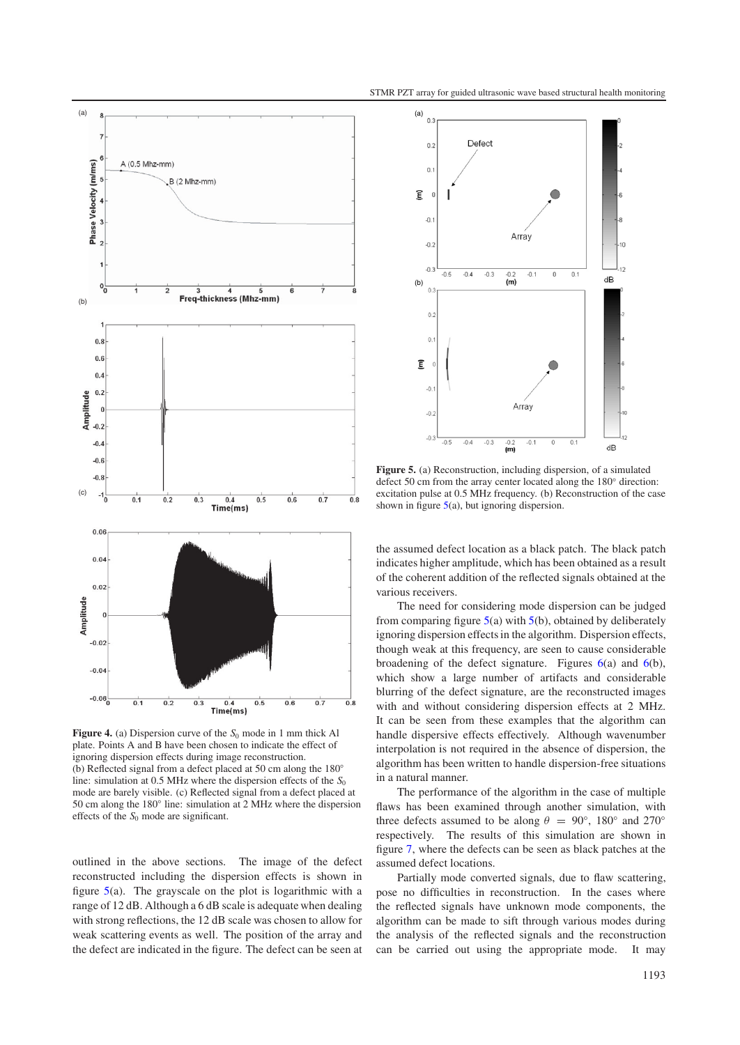**Figure 4.** (a) Dispersion curve of the $S_0$ mode in 1 mm thick Al plate. Points A and B have been chosen to indicate the effect of ignoring dispersion effects during image reconstruction. (b) Reflected signal from a defect placed at 50 cm along the 180° line: simulation at 0.5 MHz where the dispersion effects of the $S_0$ mode are barely visible. (c) Reflected signal from a defect placed at 50 cm along the 180° line: simulation at 2 MHz where the dispersion effects of the $S_0$ mode are significant.

outlined in the above sections. The image of the defect reconstructed including the dispersion effects is shown in figure 5(a). The grayscale on the plot is logarithmic with a range of 12 dB. Although a 6 dB scale is adequate when dealing with strong reflections, the 12 dB scale was chosen to allow for weak scattering events as well. The position of the array and the defect are indicated in the figure. The defect can be seen at the assumed defect location as a black patch. The black patch indicates higher amplitude, which has been obtained as a result of the coherent addition of the reflected signals obtained at the various receivers.

**Figure 5.** (a) Reconstruction, including dispersion, of a simulated defect 50 cm from the array center located along the 180° direction: excitation pulse at 0.5 MHz frequency. (b) Reconstruction of the case shown in figure 5(a), but ignoring dispersion.

The need for considering mode dispersion can be judged from comparing figure 5(a) with 5(b), obtained by deliberately ignoring dispersion effects in the algorithm. Dispersion effects, though weak at this frequency, are seen to cause considerable broadening of the defect signature. Figures 6(a) and 6(b), which show a large number of artifacts and considerable blurring of the defect signature, are the reconstructed images with and without considering dispersion effects at 2 MHz. It can be seen from these examples that the algorithm can handle dispersive effects effectively. Although wavenumber interpolation is not required in the absence of dispersion, the algorithm has been written to handle dispersion-free situations in a natural manner.

The performance of the algorithm in the case of multiple flaws has been examined through another simulation, with three defects assumed to be along $\theta = 90°$, 180° and 270° respectively. The results of this simulation are shown in figure 7, where the defects can be seen as black patches at the assumed defect locations.

Partially mode converted signals, due to flaw scattering, pose no difficulties in reconstruction. In the cases where the reflected signals have unknown mode components, the algorithm can be made to sift through various modes during the analysis of the reflected signals and the reconstruction can be carried out using the appropriate mode. It may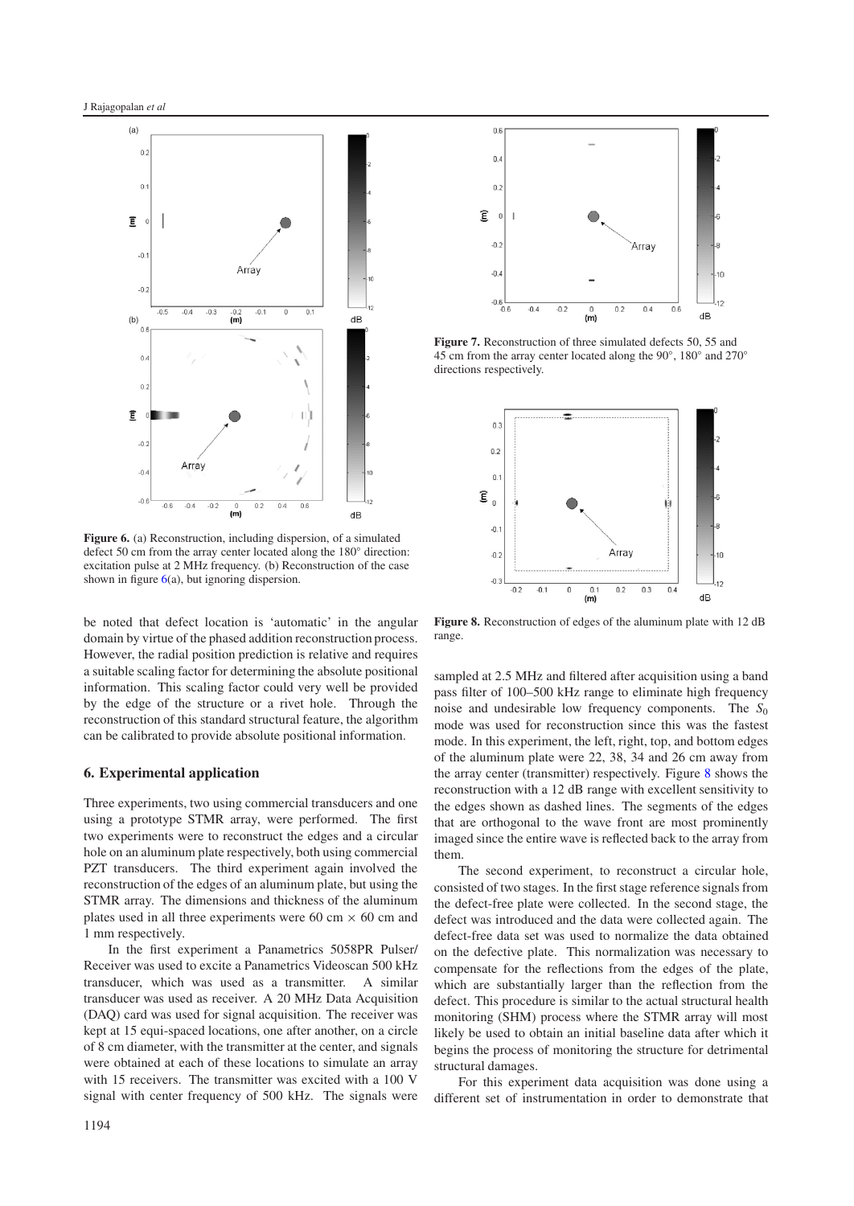**Figure 6.** (a) Reconstruction, including dispersion, of a simulated defect 50 cm from the array center located along the 180° direction: excitation pulse at 2 MHz frequency. (b) Reconstruction of the case shown in figure 6(a), but ignoring dispersion.

**Figure 7.** Reconstruction of three simulated defects 50, 55 and 45 cm from the array center located along the 90°, 180° and 270° directions respectively.

**Figure 8.** Reconstruction of edges of the aluminum plate with 12 dB range.

be noted that defect location is 'automatic' in the angular domain by virtue of the phased addition reconstruction process. However, the radial position prediction is relative and requires a suitable scaling factor for determining the absolute positional information. This scaling factor could very well be provided by the edge of the structure or a rivet hole. Through the reconstruction of this standard structural feature, the algorithm can be calibrated to provide absolute positional information.

## 6. Experimental application

Three experiments, two using commercial transducers and one using a prototype STMR array, were performed. The first two experiments were to reconstruct the edges and a circular hole on an aluminum plate respectively, both using commercial PZT transducers. The third experiment again involved the reconstruction of the edges of an aluminum plate, but using the STMR array. The dimensions and thickness of the aluminum plates used in all three experiments were 60 cm × 60 cm and 1 mm respectively.

In the first experiment a Panametrics 5058PR Pulser/Receiver was used to excite a Panametrics Videoscan 500 kHz transducer, which was used as a transmitter. A similar transducer was used as receiver. A 20 MHz Data Acquisition (DAQ) card was used for signal acquisition. The receiver was kept at 15 equi-spaced locations, one after another, on a circle of 8 cm diameter, with the transmitter at the center, and signals were obtained at each of these locations to simulate an array with 15 receivers. The transmitter was excited with a 100 V signal with center frequency of 500 kHz. The signals were sampled at 2.5 MHz and filtered after acquisition using a band pass filter of 100–500 kHz range to eliminate high frequency noise and undesirable low frequency components. The $S_0$ mode was used for reconstruction since this was the fastest mode. In this experiment, the left, right, top, and bottom edges of the aluminum plate were 22, 38, 34 and 26 cm away from the array center (transmitter) respectively. Figure 8 shows the reconstruction with a 12 dB range with excellent sensitivity to the edges shown as dashed lines. The segments of the edges that are orthogonal to the wave front are most prominently imaged since the entire wave is reflected back to the array from them.

The second experiment, to reconstruct a circular hole, consisted of two stages. In the first stage reference signals from the defect-free plate were collected. In the second stage, the defect was introduced and the data were collected again. The defect-free data set was used to normalize the data obtained on the defective plate. This normalization was necessary to compensate for the reflections from the edges of the plate, which are substantially larger than the reflection from the defect. This procedure is similar to the actual structural health monitoring (SHM) process where the STMR array will most likely be used to obtain an initial baseline data after which it begins the process of monitoring the structure for detrimental structural damages.

For this experiment data acquisition was done using a different set of instrumentation in order to demonstrate that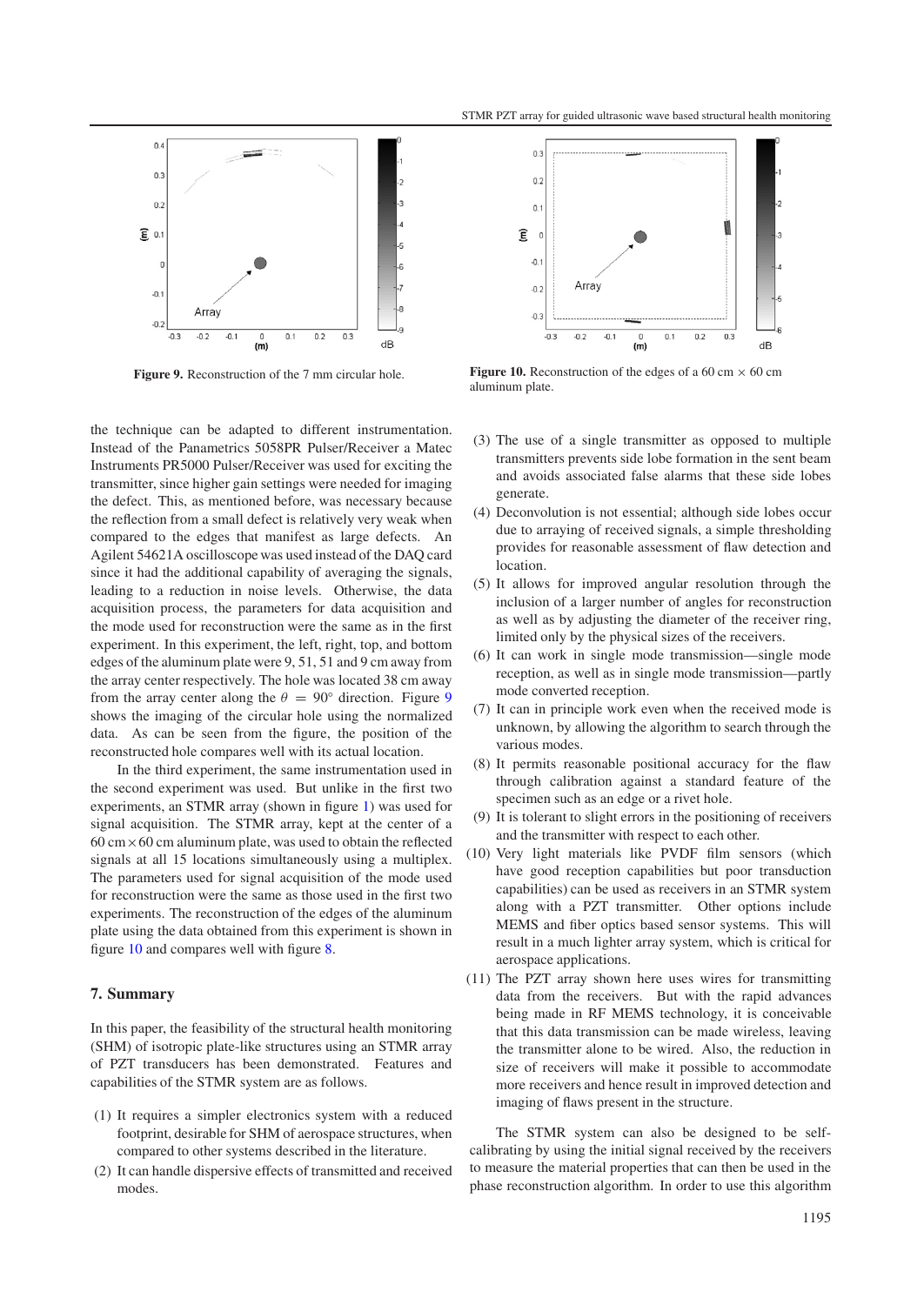**Figure 9.** Reconstruction of the 7 mm circular hole.

**Figure 10.** Reconstruction of the edges of a 60 cm × 60 cm aluminum plate.

the technique can be adapted to different instrumentation. Instead of the Panametrics 5058PR Pulser/Receiver a Matec Instruments PR5000 Pulser/Receiver was used for exciting the transmitter, since higher gain settings were needed for imaging the defect. This, as mentioned before, was necessary because the reflection from a small defect is relatively very weak when compared to the edges that manifest as large defects. An Agilent 54621A oscilloscope was used instead of the DAQ card since it had the additional capability of averaging the signals, leading to a reduction in noise levels. Otherwise, the data acquisition process, the parameters for data acquisition and the mode used for reconstruction were the same as in the first experiment. In this experiment, the left, right, top, and bottom edges of the aluminum plate were 9, 51, 51 and 9 cm away from the array center respectively. The hole was located 38 cm away from the array center along the $\theta = 90°$ direction. Figure 9 shows the imaging of the circular hole using the normalized data. As can be seen from the figure, the position of the reconstructed hole compares well with its actual location.

In the third experiment, the same instrumentation used in the second experiment was used. But unlike in the first two experiments, an STMR array (shown in figure 1) was used for signal acquisition. The STMR array, kept at the center of a 60 cm × 60 cm aluminum plate, was used to obtain the reflected signals at all 15 locations simultaneously using a multiplex. The parameters used for signal acquisition of the mode used for reconstruction were the same as those used in the first two experiments. The reconstruction of the edges of the aluminum plate using the data obtained from this experiment is shown in figure 10 and compares well with figure 8.

## 7. Summary

In this paper, the feasibility of the structural health monitoring (SHM) of isotropic plate-like structures using an STMR array of PZT transducers has been demonstrated. Features and capabilities of the STMR system are as follows.

(1) It requires a simpler electronics system with a reduced footprint, desirable for SHM of aerospace structures, when compared to other systems described in the literature.
(2) It can handle dispersive effects of transmitted and received modes.
(3) The use of a single transmitter as opposed to multiple transmitters prevents side lobe formation in the sent beam and avoids associated false alarms that these side lobes generate.
(4) Deconvolution is not essential; although side lobes occur due to arraying of received signals, a simple thresholding provides for reasonable assessment of flaw detection and location.
(5) It allows for improved angular resolution through the inclusion of a larger number of angles for reconstruction as well as by adjusting the diameter of the receiver ring, limited only by the physical sizes of the receivers.
(6) It can work in single mode transmission—single mode reception, as well as in single mode transmission—partly mode converted reception.
(7) It can in principle work even when the received mode is unknown, by allowing the algorithm to search through the various modes.
(8) It permits reasonable positional accuracy for the flaw through calibration against a standard feature of the specimen such as an edge or a rivet hole.
(9) It is tolerant to slight errors in the positioning of receivers and the transmitter with respect to each other.
(10) Very light materials like PVDF film sensors (which have good reception capabilities but poor transduction capabilities) can be used as receivers in an STMR system along with a PZT transmitter. Other options include MEMS and fiber optics based sensor systems. This will result in a much lighter array system, which is critical for aerospace applications.
(11) The PZT array shown here uses wires for transmitting data from the receivers. But with the rapid advances being made in RF MEMS technology, it is conceivable that this data transmission can be made wireless, leaving the transmitter alone to be wired. Also, the reduction in size of receivers will make it possible to accommodate more receivers and hence result in improved detection and imaging of flaws present in the structure.

The STMR system can also be designed to be self-calibrating by using the initial signal received by the receivers to measure the material properties that can then be used in the phase reconstruction algorithm. In order to use this algorithm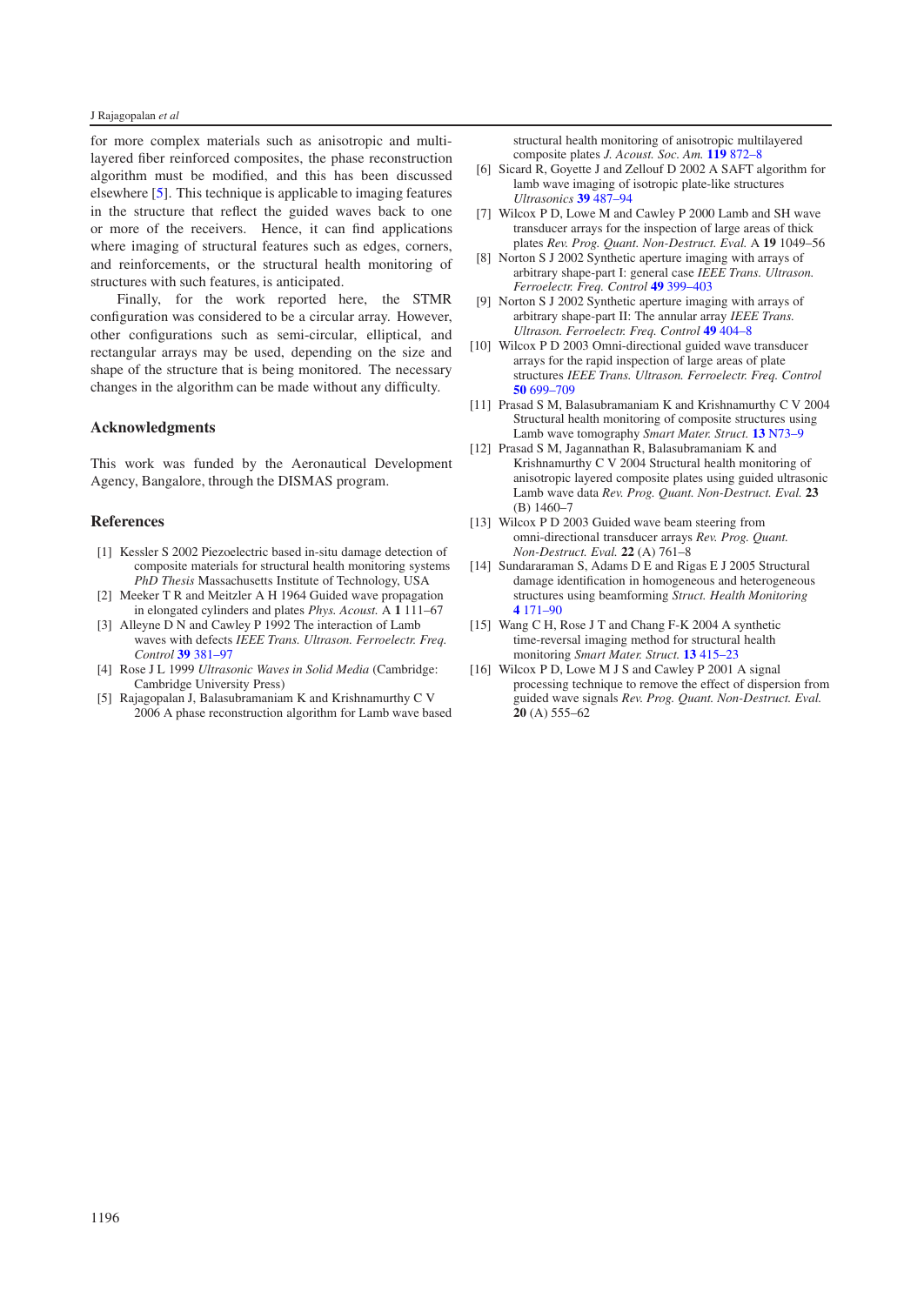for more complex materials such as anisotropic and multi-layered fiber reinforced composites, the phase reconstruction algorithm must be modified, and this has been discussed elsewhere [5]. This technique is applicable to imaging features in the structure that reflect the guided waves back to one or more of the receivers. Hence, it can find applications where imaging of structural features such as edges, corners, and reinforcements, or the structural health monitoring of structures with such features, is anticipated.

Finally, for the work reported here, the STMR configuration was considered to be a circular array. However, other configurations such as semi-circular, elliptical, and rectangular arrays may be used, depending on the size and shape of the structure that is being monitored. The necessary changes in the algorithm can be made without any difficulty.

## Acknowledgments

This work was funded by the Aeronautical Development Agency, Bangalore, through the DISMAS program.

## References

[1] Kessler S 2002 Piezoelectric based in-situ damage detection of composite materials for structural health monitoring systems *PhD Thesis* Massachusetts Institute of Technology, USA

[2] Meeker T R and Meitzler A H 1964 Guided wave propagation in elongated cylinders and plates *Phys. Acoust.* A **1** 111–67

[3] Alleyne D N and Cawley P 1992 The interaction of Lamb waves with defects *IEEE Trans. Ultrason. Ferroelectr. Freq. Control* **39** 381–97

[4] Rose J L 1999 *Ultrasonic Waves in Solid Media* (Cambridge: Cambridge University Press)

[5] Rajagopalan J, Balasubramaniam K and Krishnamurthy C V 2006 A phase reconstruction algorithm for Lamb wave based structural health monitoring of anisotropic multilayered composite plates *J. Acoust. Soc. Am.* **119** 872–8

[6] Sicard R, Goyette J and Zellouf D 2002 A SAFT algorithm for lamb wave imaging of isotropic plate-like structures *Ultrasonics* **39** 487–94

[7] Wilcox P D, Lowe M and Cawley P 2000 Lamb and SH wave transducer arrays for the inspection of large areas of thick plates *Rev. Prog. Quant. Non-Destruct. Eval.* A **19** 1049–56

[8] Norton S J 2002 Synthetic aperture imaging with arrays of arbitrary shape-part I: general case *IEEE Trans. Ultrason. Ferroelectr. Freq. Control* **49** 399–403

[9] Norton S J 2002 Synthetic aperture imaging with arrays of arbitrary shape-part II: The annular array *IEEE Trans. Ultrason. Ferroelectr. Freq. Control* **49** 404–8

[10] Wilcox P D 2003 Omni-directional guided wave transducer arrays for the rapid inspection of large areas of plate structures *IEEE Trans. Ultrason. Ferroelectr. Freq. Control* **50** 699–709

[11] Prasad S M, Balasubramaniam K and Krishnamurthy C V 2004 Structural health monitoring of composite structures using Lamb wave tomography *Smart Mater. Struct.* **13** N73–9

[12] Prasad S M, Jagannathan R, Balasubramaniam K and Krishnamurthy C V 2004 Structural health monitoring of anisotropic layered composite plates using guided ultrasonic Lamb wave data *Rev. Prog. Quant. Non-Destruct. Eval.* **23** (B) 1460–7

[13] Wilcox P D 2003 Guided wave beam steering from omni-directional transducer arrays *Rev. Prog. Quant. Non-Destruct. Eval.* **22** (A) 761–8

[14] Sundararaman S, Adams D E and Rigas E J 2005 Structural damage identification in homogeneous and heterogeneous structures using beamforming *Struct. Health Monitoring* **4** 171–90

[15] Wang C H, Rose J T and Chang F-K 2004 A synthetic time-reversal imaging method for structural health monitoring *Smart Mater. Struct.* **13** 415–23

[16] Wilcox P D, Lowe M J S and Cawley P 2001 A signal processing technique to remove the effect of dispersion from guided wave signals *Rev. Prog. Quant. Non-Destruct. Eval.* **20** (A) 555–62